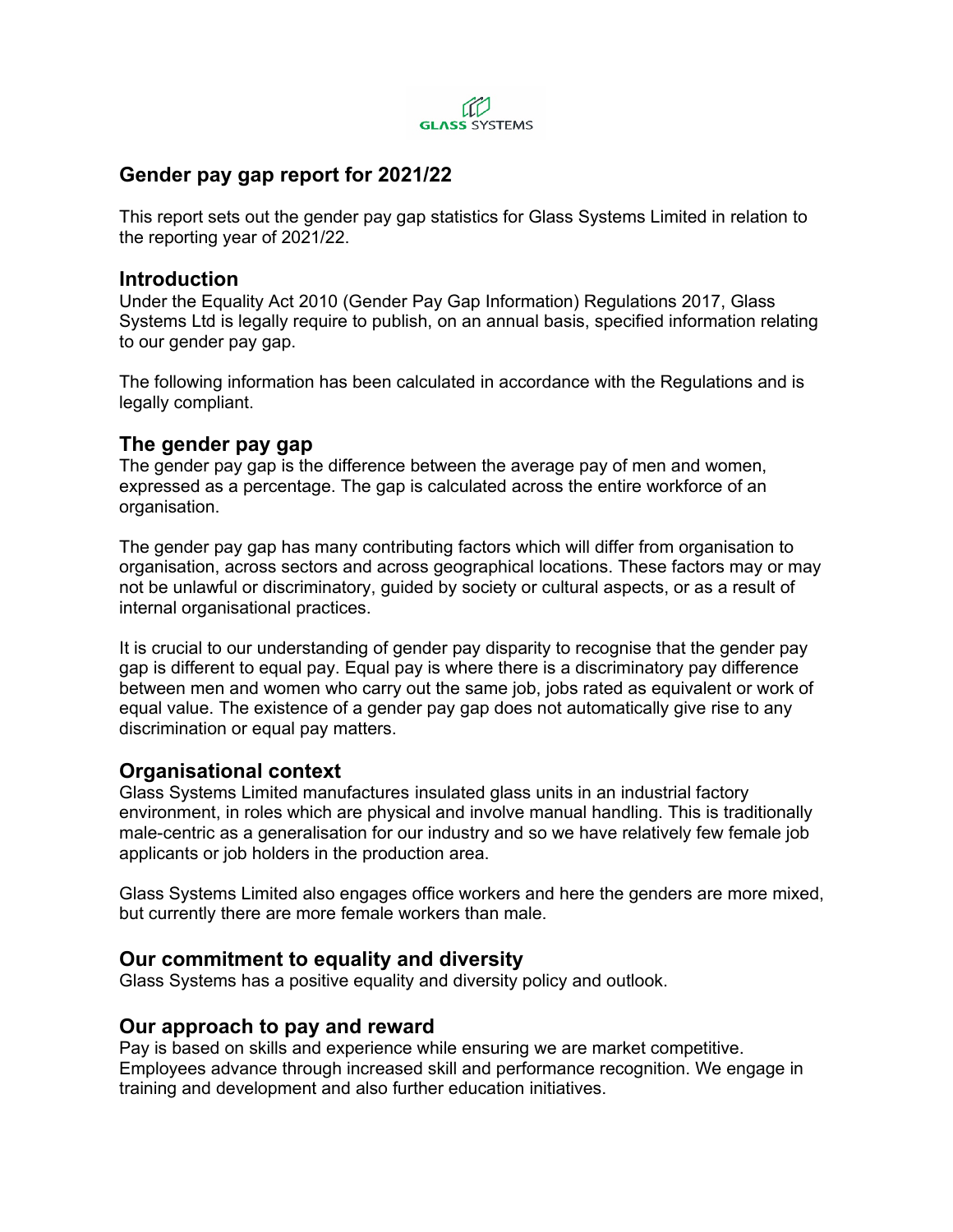# Gender pay gap report for 2021/22

This report sets out the gender pay gap statistics for Glass Systems Limited in relation to the reporting year of 2021/22.

## Introduction

Under the Equality Act 2010 (Gender Pay Gap Information) Regulations 2017, Glass Systems Ltd is legally require to publish, on an annual basis, specified information relating to our gender pay gap.

The following information has been calculated in accordance with the Regulations and is legally compliant.

## The gender pay gap

The gender pay gap is the difference between the average pay of men and women, expressed as a percentage. The gap is calculated across the entire workforce of an organisation.

The gender pay gap has many contributing factors which will differ from organisation to organisation, across sectors and across geographical locations. These factors may or may not be unlawful or discriminatory, guided by society or cultural aspects, or as a result of internal organisational practices.

It is crucial to our understanding of gender pay disparity to recognise that the gender pay gap is different to equal pay. Equal pay is where there is a discriminatory pay difference between men and women who carry out the same job, jobs rated as equivalent or work of equal value. The existence of a gender pay gap does not automatically give rise to any discrimination or equal pay matters.

## Organisational context

Glass Systems Limited manufactures insulated glass units in an industrial factory environment, in roles which are physical and involve manual handling. This is traditionally male-centric as a generalisation for our industry and so we have relatively few female job applicants or job holders in the production area.

Glass Systems Limited also engages office workers and here the genders are more mixed, but currently there are more female workers than male.

## Our commitment to equality and diversity

Glass Systems has a positive equality and diversity policy and outlook.

## Our approach to pay and reward

Pay is based on skills and experience while ensuring we are market competitive. Employees advance through increased skill and performance recognition. We engage in training and development and also further education initiatives.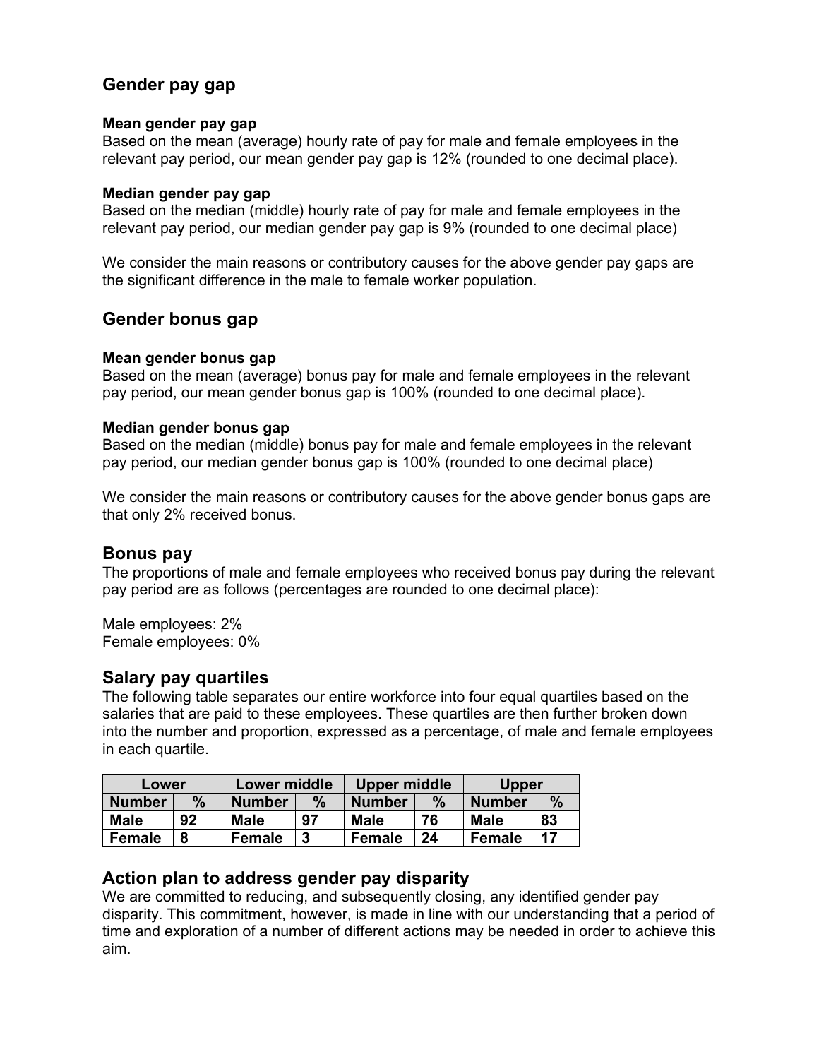## Gender pay gap

### Mean gender pay gap

Based on the mean (average) hourly rate of pay for male and female employees in the relevant pay period, our mean gender pay gap is 12% (rounded to one decimal place).

### Median gender pay gap

Based on the median (middle) hourly rate of pay for male and female employees in the relevant pay period, our median gender pay gap is 9% (rounded to one decimal place)

We consider the main reasons or contributory causes for the above gender pay gaps are the significant difference in the male to female worker population.

## Gender bonus gap

### Mean gender bonus gap

Based on the mean (average) bonus pay for male and female employees in the relevant pay period, our mean gender bonus gap is 100% (rounded to one decimal place).

### Median gender bonus gap

Based on the median (middle) bonus pay for male and female employees in the relevant pay period, our median gender bonus gap is 100% (rounded to one decimal place)

We consider the main reasons or contributory causes for the above gender bonus gaps are that only 2% received bonus.

## Bonus pay

The proportions of male and female employees who received bonus pay during the relevant pay period are as follows (percentages are rounded to one decimal place):

Male employees: 2%
Female employees: 0%

## Salary pay quartiles

The following table separates our entire workforce into four equal quartiles based on the salaries that are paid to these employees. These quartiles are then further broken down into the number and proportion, expressed as a percentage, of male and female employees in each quartile.

| Lower | | Lower middle | | Upper middle | | Upper | |
|---|---|---|---|---|---|---|---|
| **Number** | **%** | **Number** | **%** | **Number** | **%** | **Number** | **%** |
| **Male** | **92** | **Male** | **97** | **Male** | **76** | **Male** | **83** |
| **Female** | **8** | **Female** | **3** | **Female** | **24** | **Female** | **17** |

## Action plan to address gender pay disparity

We are committed to reducing, and subsequently closing, any identified gender pay disparity. This commitment, however, is made in line with our understanding that a period of time and exploration of a number of different actions may be needed in order to achieve this aim.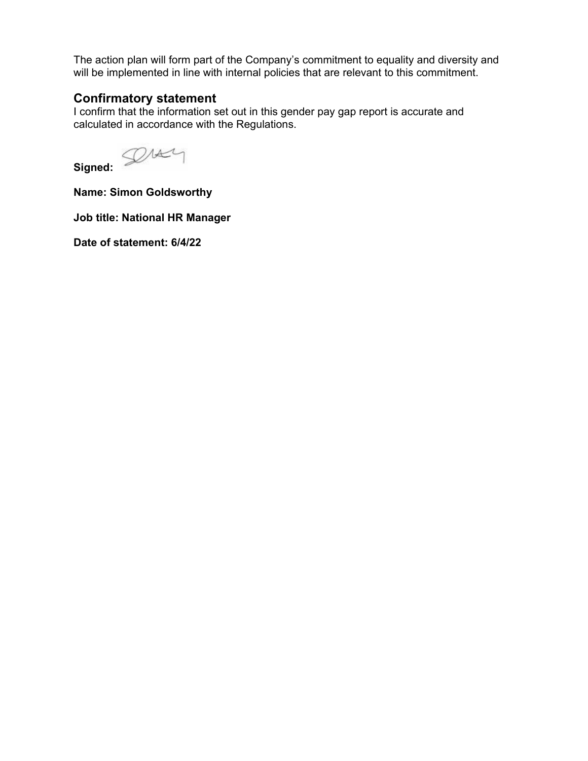The action plan will form part of the Company's commitment to equality and diversity and will be implemented in line with internal policies that are relevant to this commitment.

## Confirmatory statement

I confirm that the information set out in this gender pay gap report is accurate and calculated in accordance with the Regulations.

**Signed:**

**Name: Simon Goldsworthy**

**Job title: National HR Manager**

**Date of statement: 6/4/22**